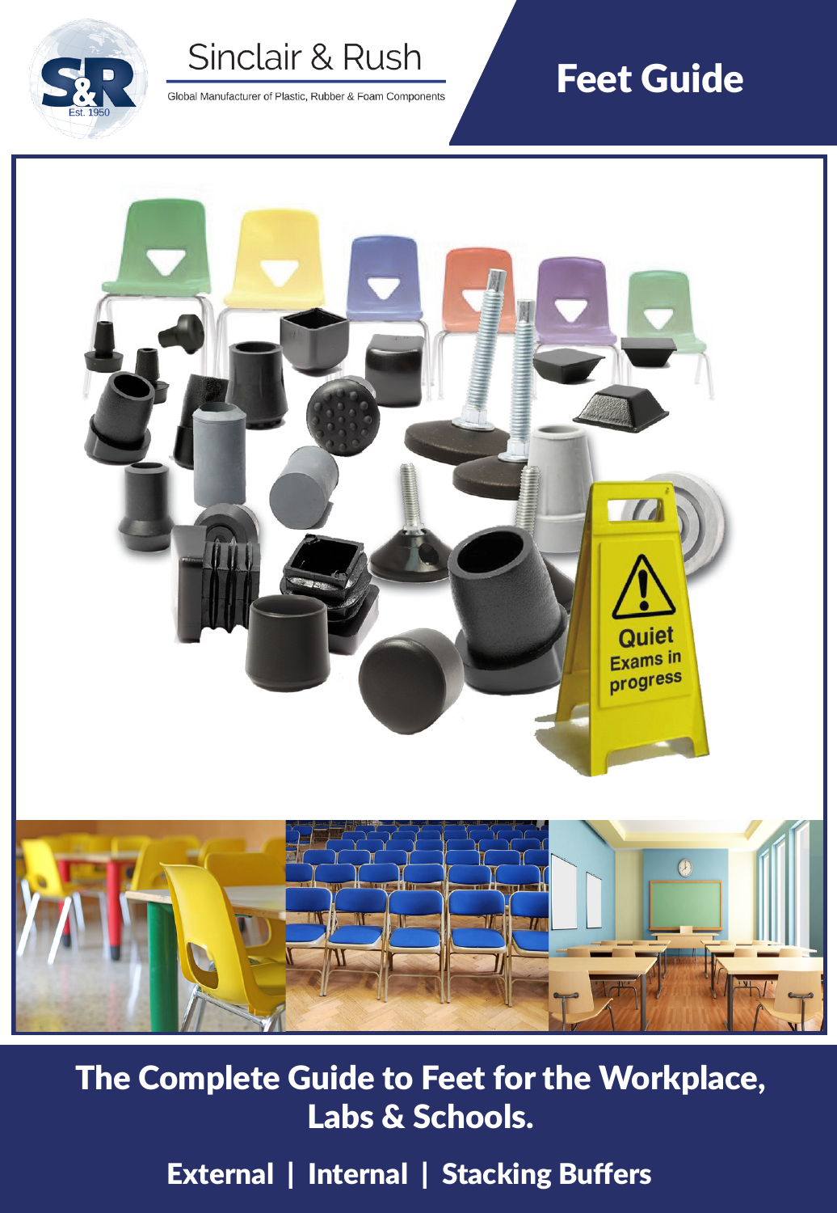Sinclair & Rush

Global Manufacturer of Plastic, Rubber & Foam Components

# Feet Guide

## The Complete Guide to Feet for the Workplace, Labs & Schools.

**External | Internal | Stacking Buffers**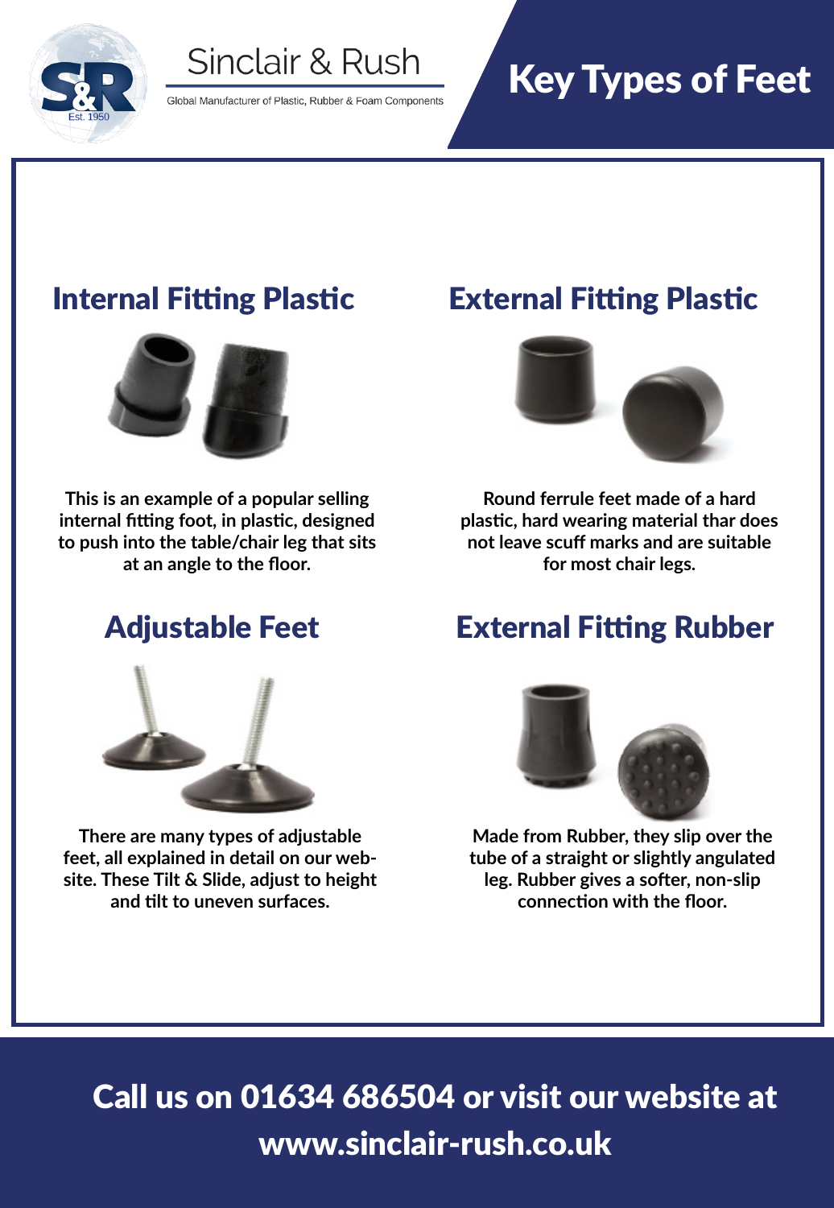Sinclair & Rush

Global Manufacturer of Plastic, Rubber & Foam Components

# Key Types of Feet

## Internal Fitting Plastic

**This is an example of a popular selling internal fitting foot, in plastic, designed to push into the table/chair leg that sits at an angle to the floor.**

## External Fitting Plastic

**Round ferrule feet made of a hard plastic, hard wearing material thar does not leave scuff marks and are suitable for most chair legs.**

## Adjustable Feet

**There are many types of adjustable feet, all explained in detail on our web-site. These Tilt & Slide, adjust to height and tilt to uneven surfaces.**

## External Fitting Rubber

**Made from Rubber, they slip over the tube of a straight or slightly angulated leg. Rubber gives a softer, non-slip connection with the floor.**

**Call us on 01634 686504 or visit our website at www.sinclair-rush.co.uk**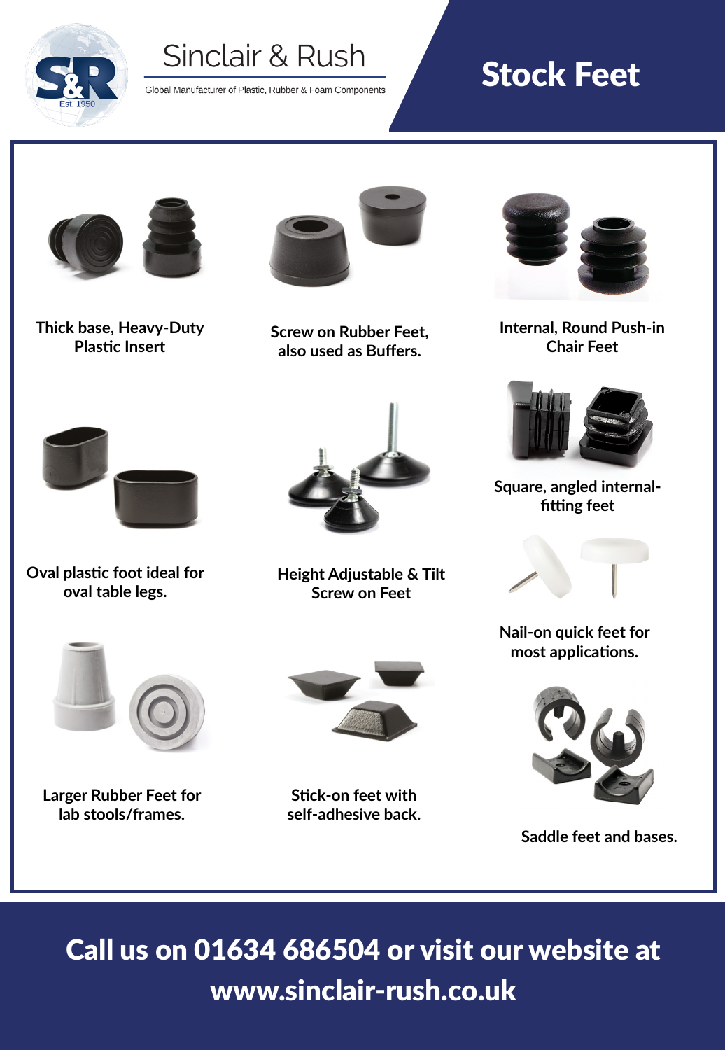Sinclair & Rush

Global Manufacturer of Plastic, Rubber & Foam Components

# Stock Feet

Thick base, Heavy-Duty Plastic Insert

Screw on Rubber Feet, also used as Buffers.

Internal, Round Push-in Chair Feet

Square, angled internal-fitting feet

Oval plastic foot ideal for oval table legs.

Height Adjustable & Tilt Screw on Feet

Nail-on quick feet for most applications.

Larger Rubber Feet for lab stools/frames.

Stick-on feet with self-adhesive back.

Saddle feet and bases.

**Call us on 01634 686504 or visit our website at www.sinclair-rush.co.uk**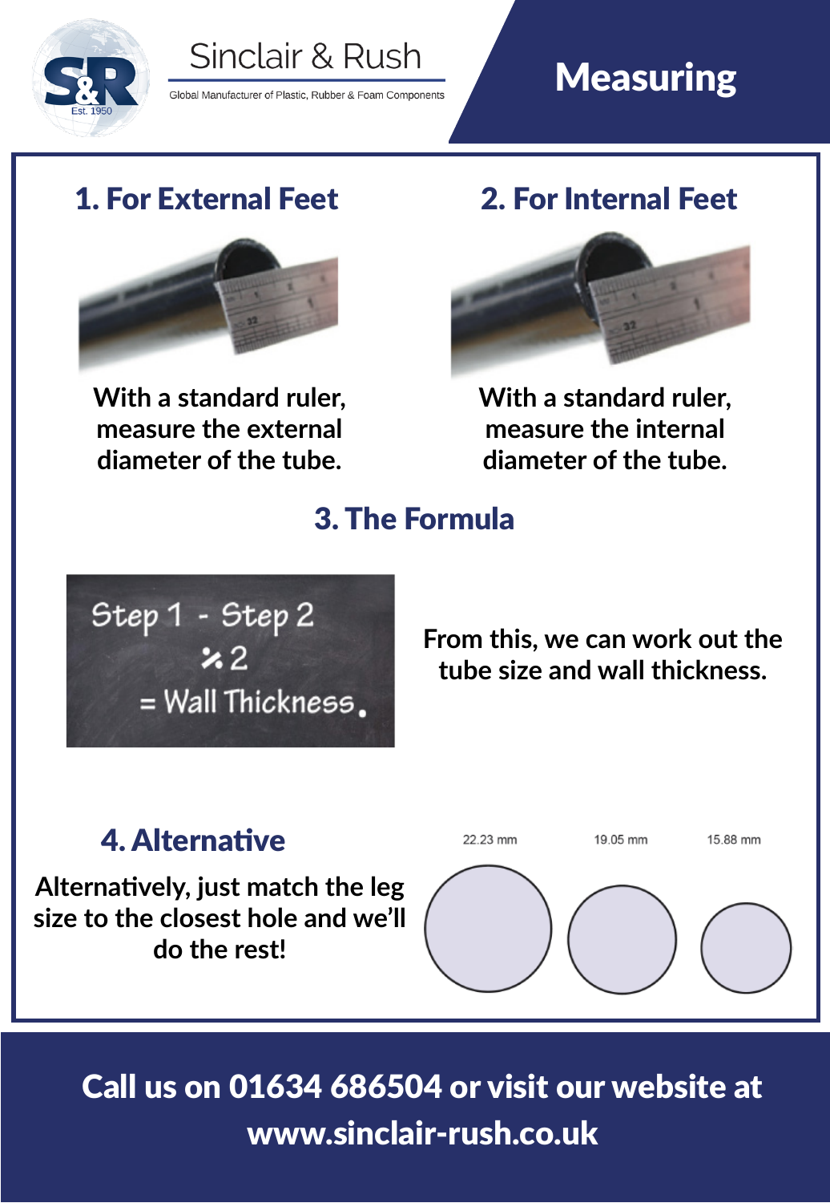Sinclair & Rush

Global Manufacturer of Plastic, Rubber & Foam Components

# Measuring

## 1. For External Feet

With a standard ruler, measure the external diameter of the tube.

## 2. For Internal Feet

With a standard ruler, measure the internal diameter of the tube.

## 3. The Formula

Step 1 - Step 2

÷ 2

= Wall Thickness.

From this, we can work out the tube size and wall thickness.

## 4. Alternative

Alternatively, just match the leg size to the closest hole and we'll do the rest!

22.23 mm

19.05 mm

15.88 mm

**Call us on 01634 686504 or visit our website at www.sinclair-rush.co.uk**